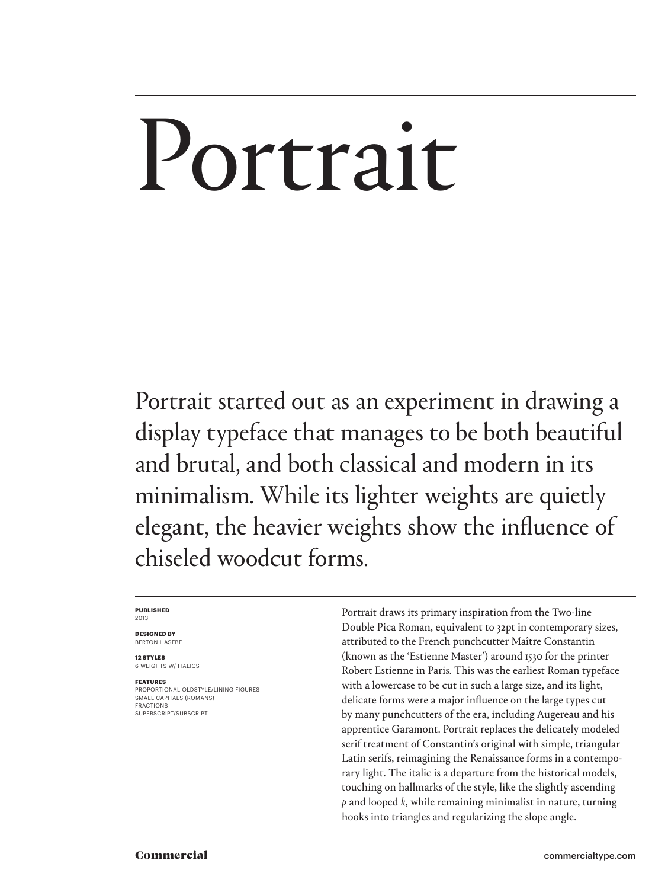# Portrait

Portrait started out as an experiment in drawing a display typeface that manages to be both beautiful and brutal, and both classical and modern in its minimalism. While its lighter weights are quietly elegant, the heavier weights show the influence of chiseled woodcut forms.

**PUBLISHED**
2013

**DESIGNED BY**
BERTON HASEBE

**12 STYLES**
6 WEIGHTS W/ ITALICS

**FEATURES**
PROPORTIONAL OLDSTYLE/LINING FIGURES
SMALL CAPITALS (ROMANS)
FRACTIONS
SUPERSCRIPT/SUBSCRIPT

Portrait draws its primary inspiration from the Two-line Double Pica Roman, equivalent to 32pt in contemporary sizes, attributed to the French punchcutter Maître Constantin (known as the 'Estienne Master') around 1530 for the printer Robert Estienne in Paris. This was the earliest Roman typeface with a lowercase to be cut in such a large size, and its light, delicate forms were a major influence on the large types cut by many punchcutters of the era, including Augereau and his apprentice Garamont. Portrait replaces the delicately modeled serif treatment of Constantin's original with simple, triangular Latin serifs, reimagining the Renaissance forms in a contemporary light. The italic is a departure from the historical models, touching on hallmarks of the style, like the slightly ascending *p* and looped *k*, while remaining minimalist in nature, turning hooks into triangles and regularizing the slope angle.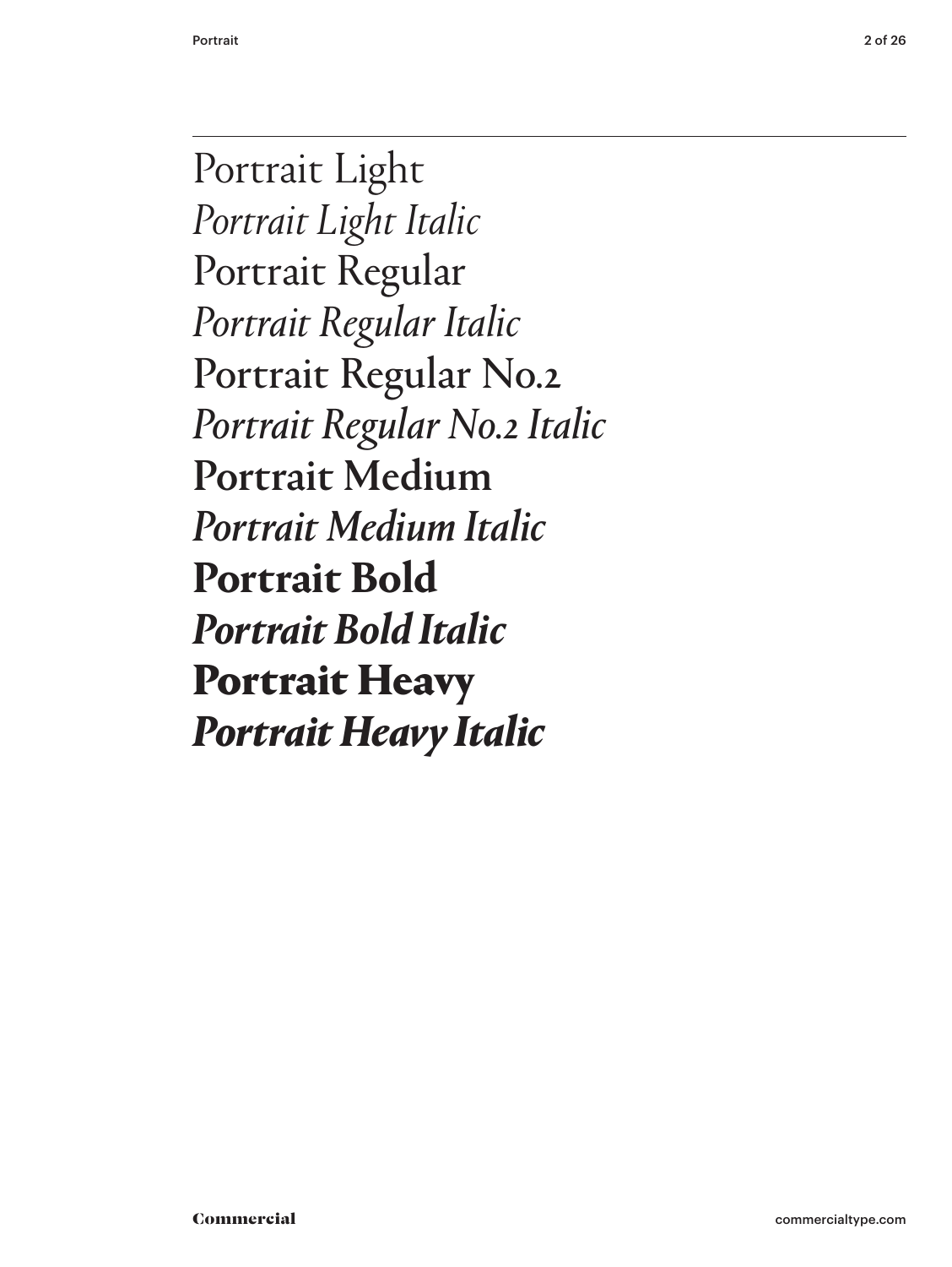Portrait Light

*Portrait Light Italic*

Portrait Regular

*Portrait Regular Italic*

Portrait Regular No.2

*Portrait Regular No.2 Italic*

Portrait Medium

*Portrait Medium Italic*

**Portrait Bold**

***Portrait Bold Italic***

**Portrait Heavy**

***Portrait Heavy Italic***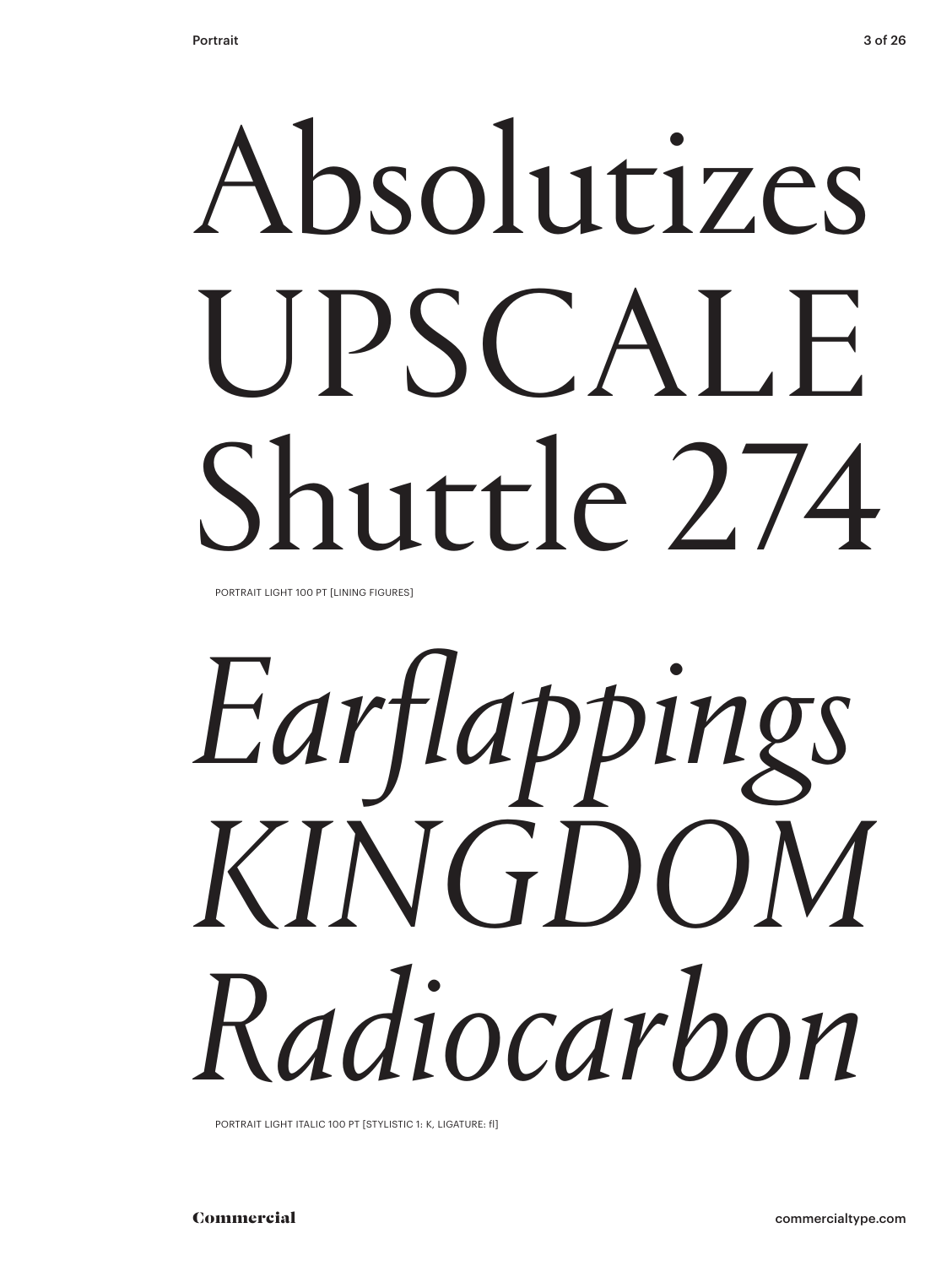Absolutizes
UPSCALE
Shuttle 274

PORTRAIT LIGHT 100 PT [LINING FIGURES]

*Earflappings*
*KINGDOM*
*Radiocarbon*

PORTRAIT LIGHT ITALIC 100 PT [STYLISTIC 1: K, LIGATURE: fl]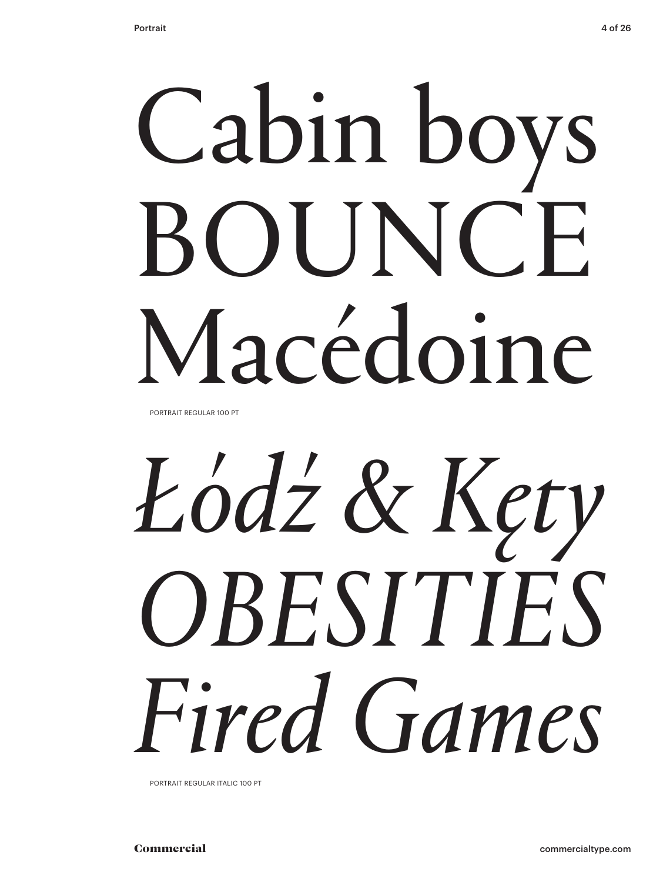Cabin boys
BOUNCE
Macédoine

PORTRAIT REGULAR 100 PT

*Łódź & Kęty*
*OBESITIES*
*Fired Games*

PORTRAIT REGULAR ITALIC 100 PT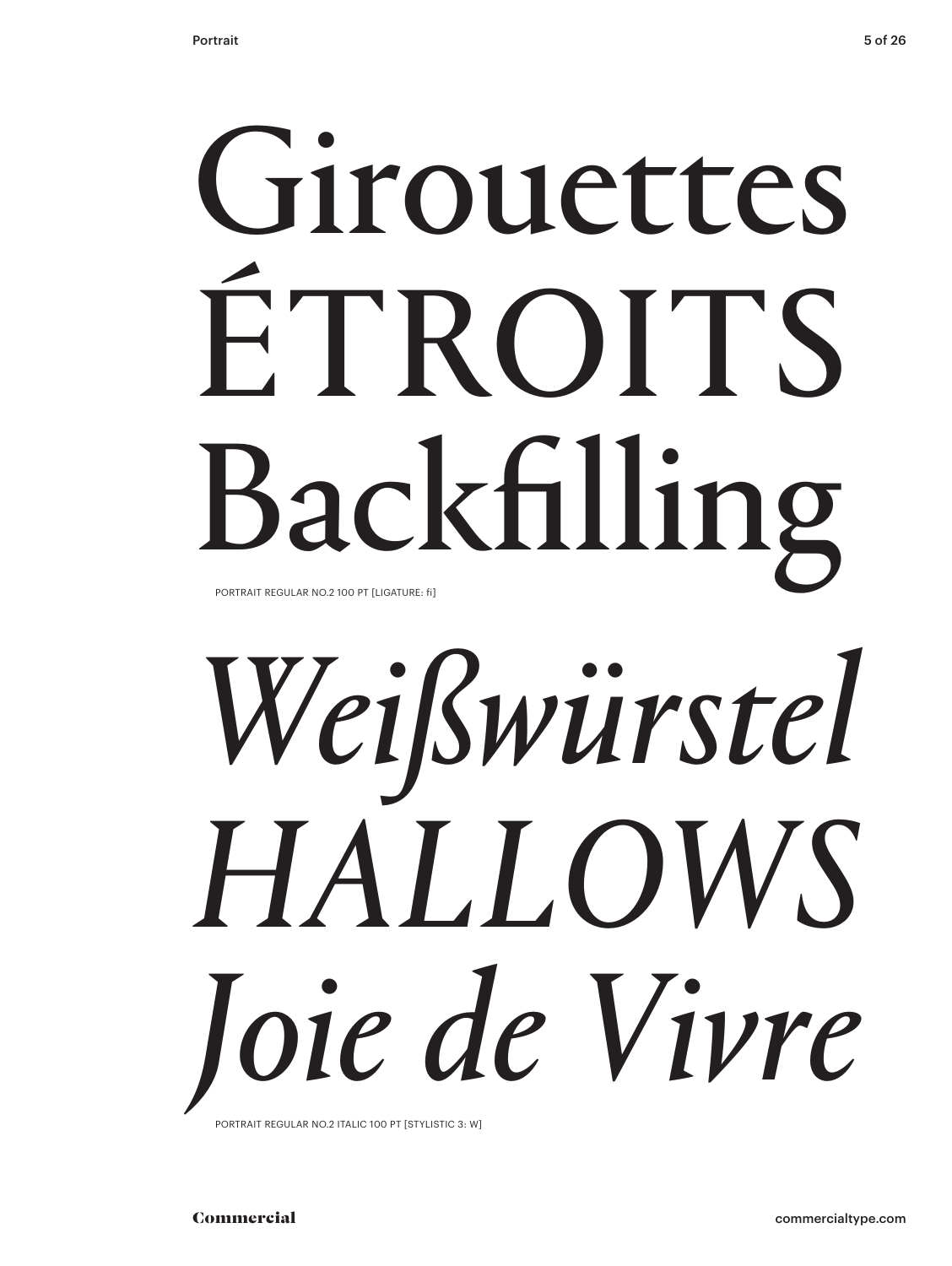Girouettes
ÉTROITS
Backfilling

PORTRAIT REGULAR NO.2 100 PT [LIGATURE: fi]

*Weißwürstel*
*HALLOWS*
*Joie de Vivre*

PORTRAIT REGULAR NO.2 ITALIC 100 PT [STYLISTIC 3: W]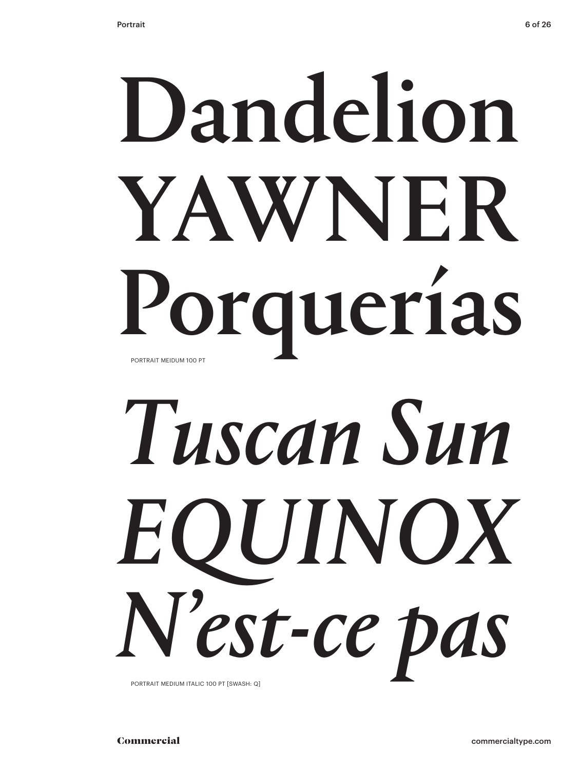Dandelion
YAWNER
Porquerías

PORTRAIT MEIDUM 100 PT

*Tuscan Sun*
*EQUINOX*
*N'est-ce pas*

PORTRAIT MEDIUM ITALIC 100 PT [SWASH: Q]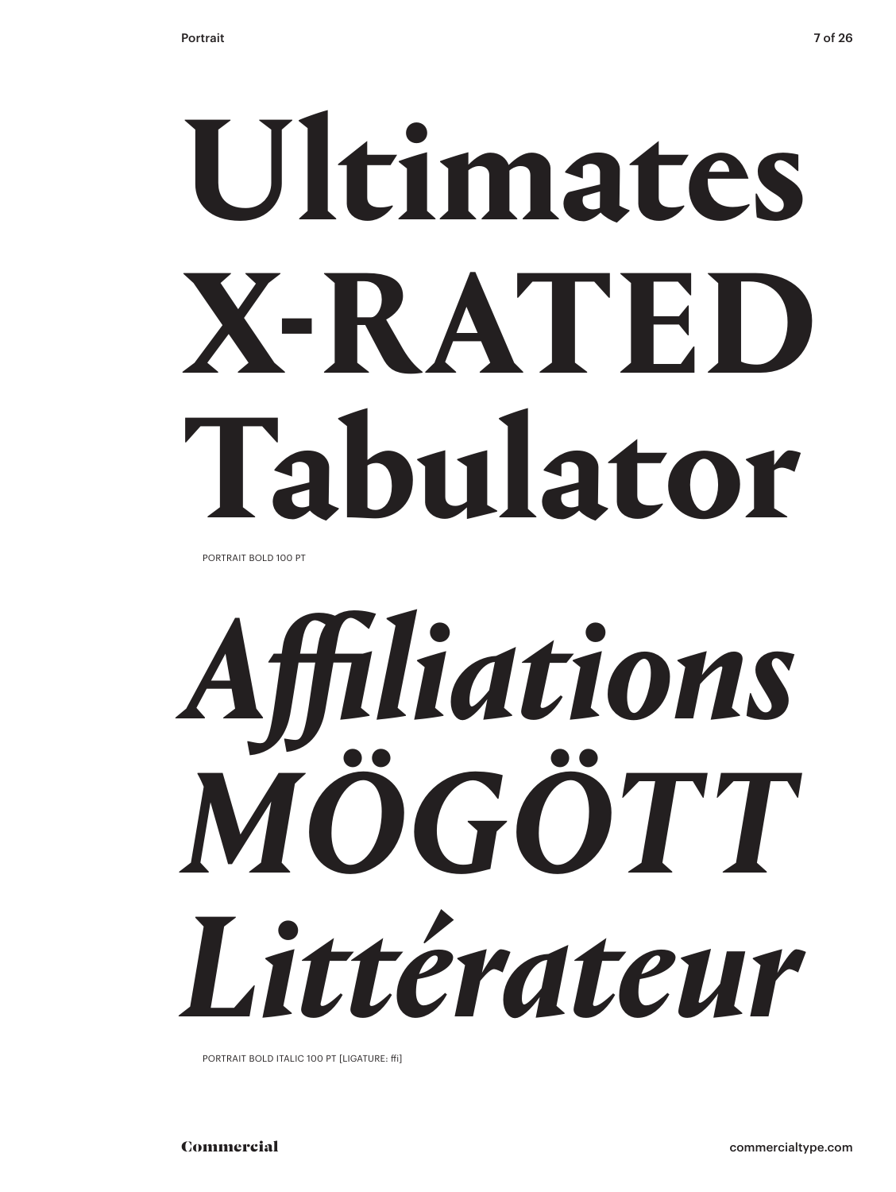**Ultimates**
**X-RATED**
**Tabulator**

PORTRAIT BOLD 100 PT

***Affiliations***
***MÖGÖTT***
***Littérateur***

PORTRAIT BOLD ITALIC 100 PT [LIGATURE: ffi]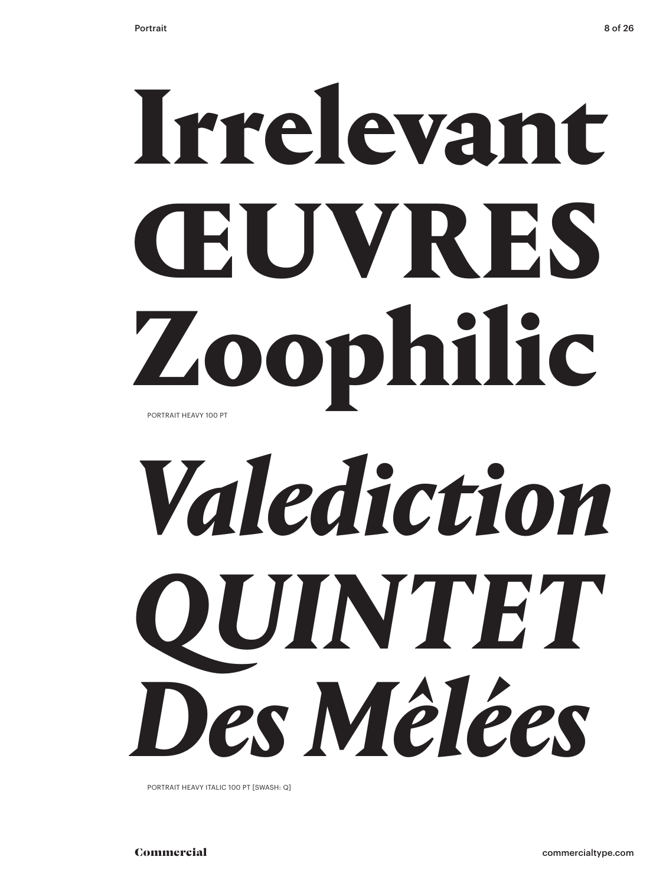# Irrelevant ŒUVRES Zoophilic

PORTRAIT HEAVY 100 PT

# *Valediction QUINTET Des Mêlées*

PORTRAIT HEAVY ITALIC 100 PT [SWASH: Q]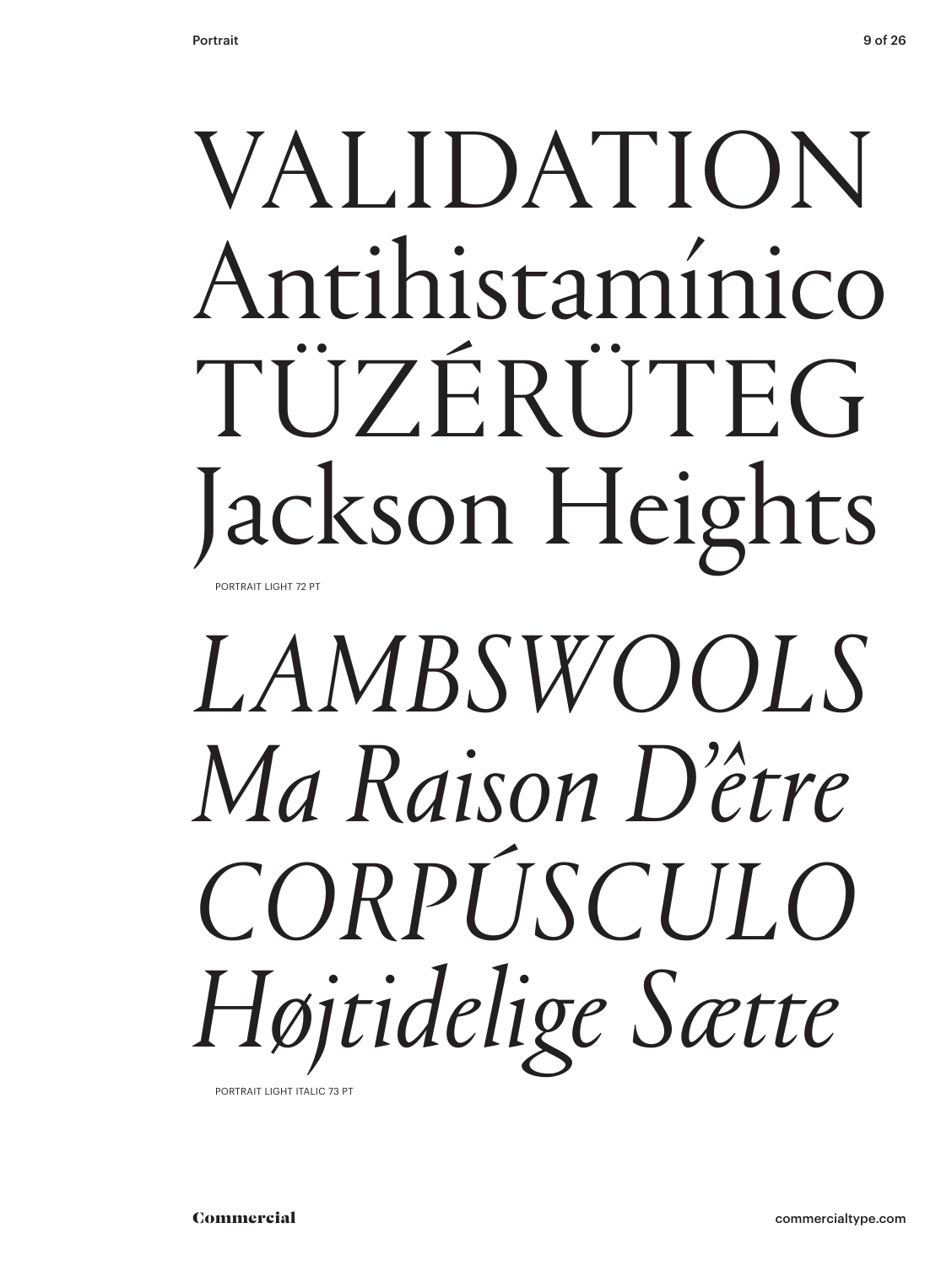VALIDATION
Antihistamínico
TÜZÉRÜTEG
Jackson Heights

PORTRAIT LIGHT 72 PT

*LAMBSWOOLS*
*Ma Raison D'être*
*CORPÚSCULO*
*Højtidelige Sætte*

PORTRAIT LIGHT ITALIC 73 PT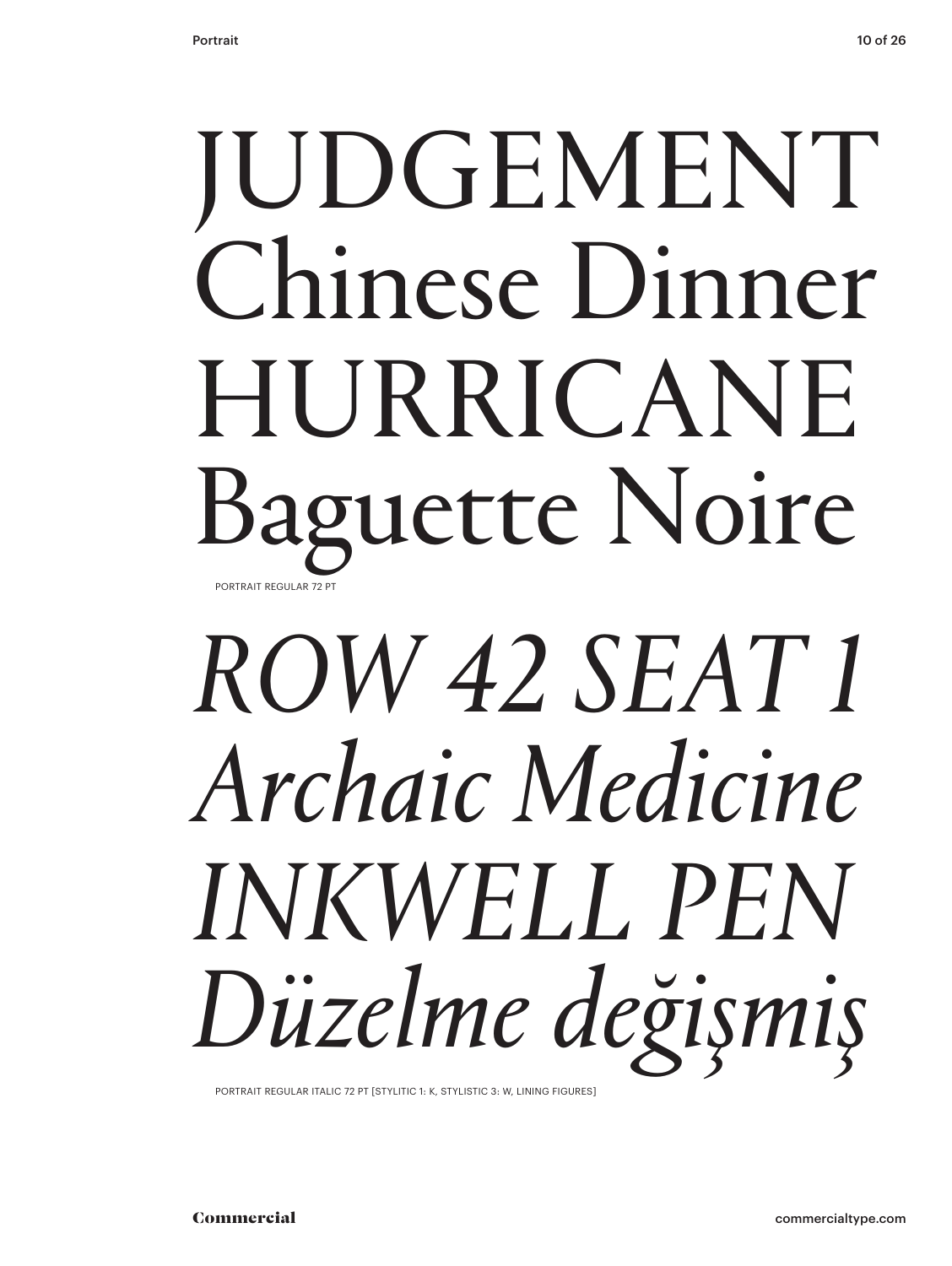JUDGEMENT
Chinese Dinner
HURRICANE
Baguette Noire

PORTRAIT REGULAR 72 PT

*ROW 42 SEAT 1*
*Archaic Medicine*
*INKWELL PEN*
*Düzelme değişmiş*

PORTRAIT REGULAR ITALIC 72 PT [STYLITIC 1: K, STYLISTIC 3: W, LINING FIGURES]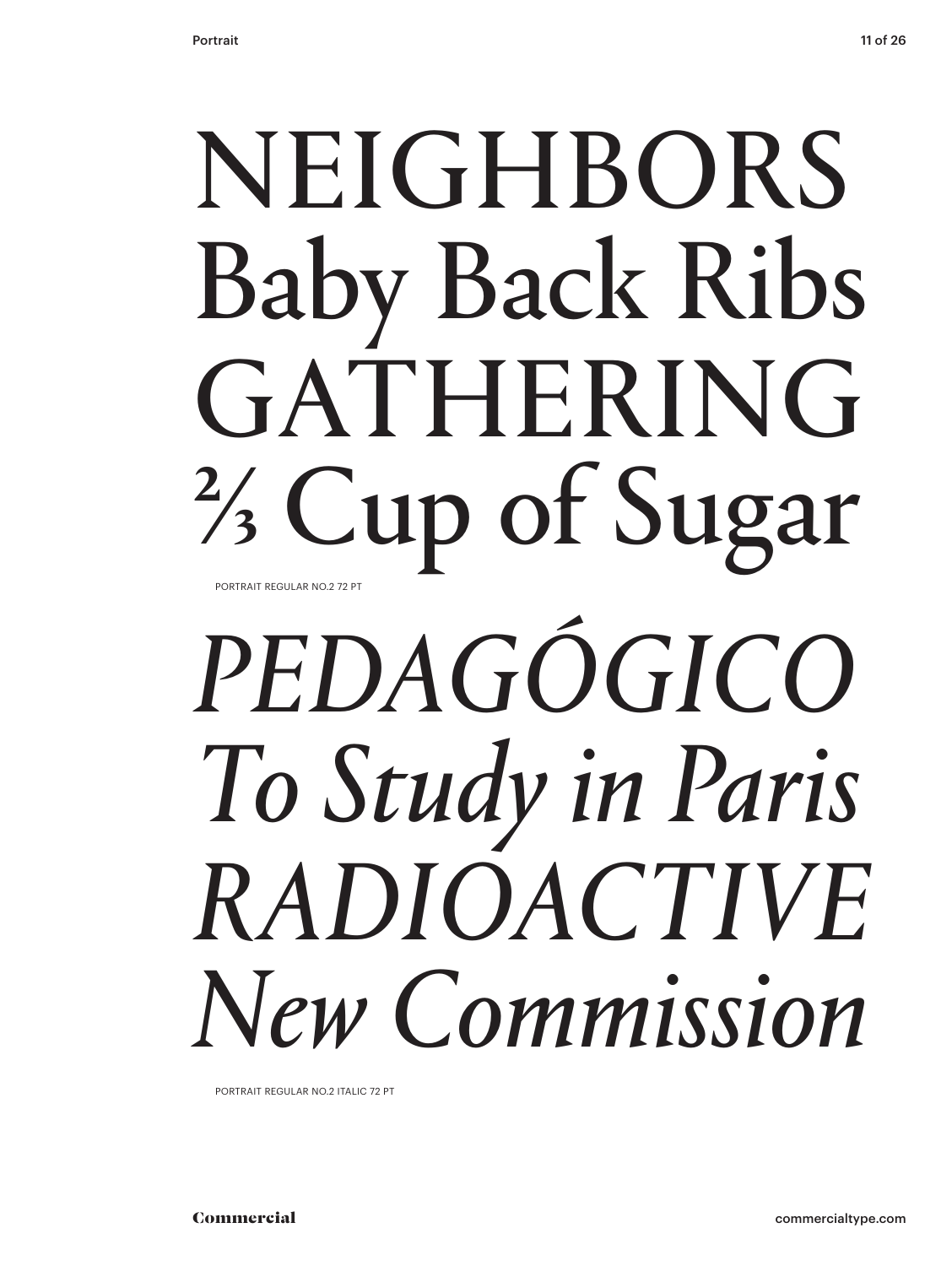NEIGHBORS
Baby Back Ribs
GATHERING
⅔ Cup of Sugar

PORTRAIT REGULAR NO.2 72 PT

*PEDAGÓGICO*
*To Study in Paris*
*RADIOACTIVE*
*New Commission*

PORTRAIT REGULAR NO.2 ITALIC 72 PT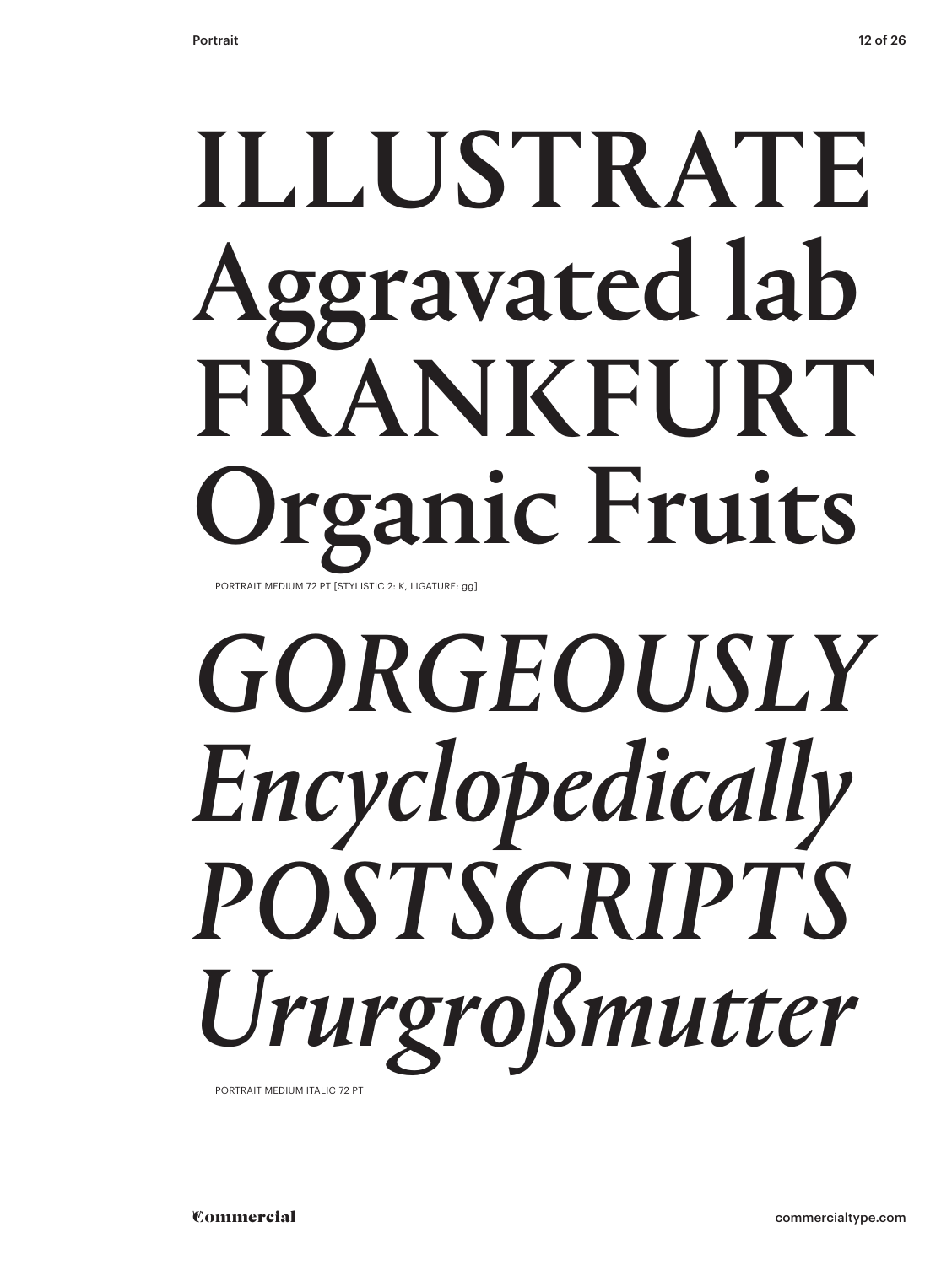ILLUSTRATE
Aggravated lab
FRANKFURT
Organic Fruits

PORTRAIT MEDIUM 72 PT [STYLISTIC 2: K, LIGATURE: gg]

*GORGEOUSLY*
*Encyclopedically*
*POSTSCRIPTS*
*Ururgroßmutter*

PORTRAIT MEDIUM ITALIC 72 PT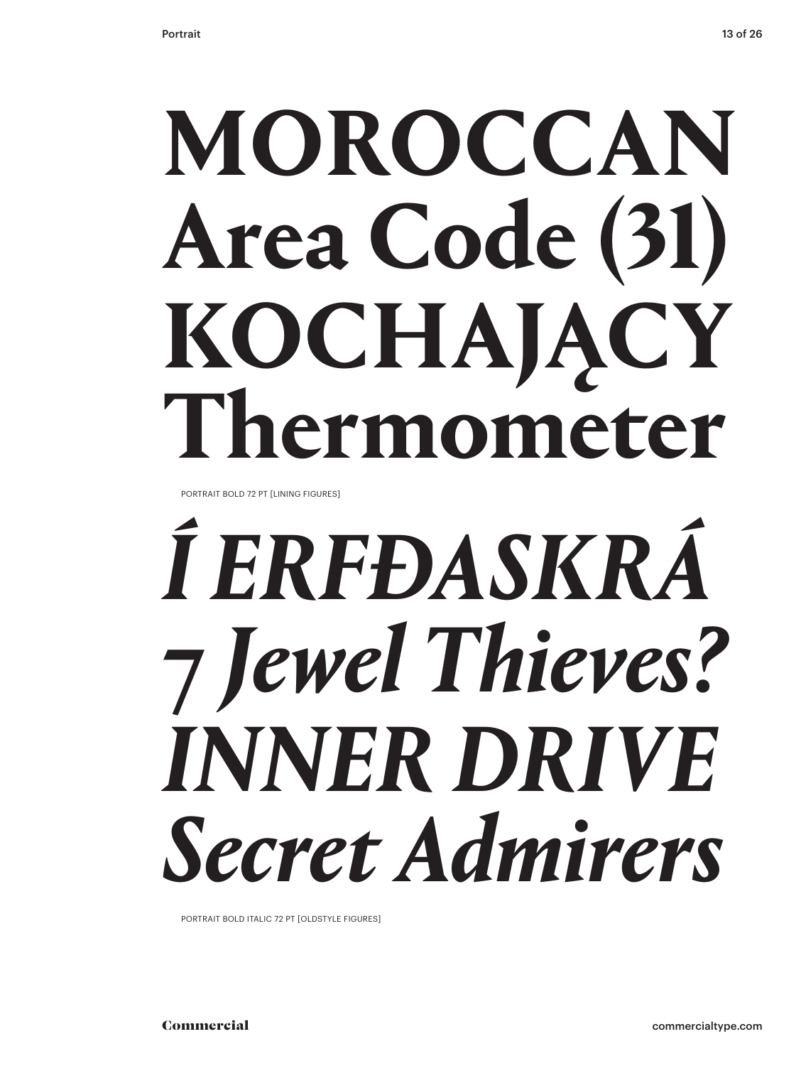**MOROCCAN**
**Area Code (31)**
**KOCHAJĄCY**
**Thermometer**

PORTRAIT BOLD 72 PT [LINING FIGURES]

***Í ERFÐASKRÁ***
***7 Jewel Thieves?***
***INNER DRIVE***
***Secret Admirers***

PORTRAIT BOLD ITALIC 72 PT [OLDSTYLE FIGURES]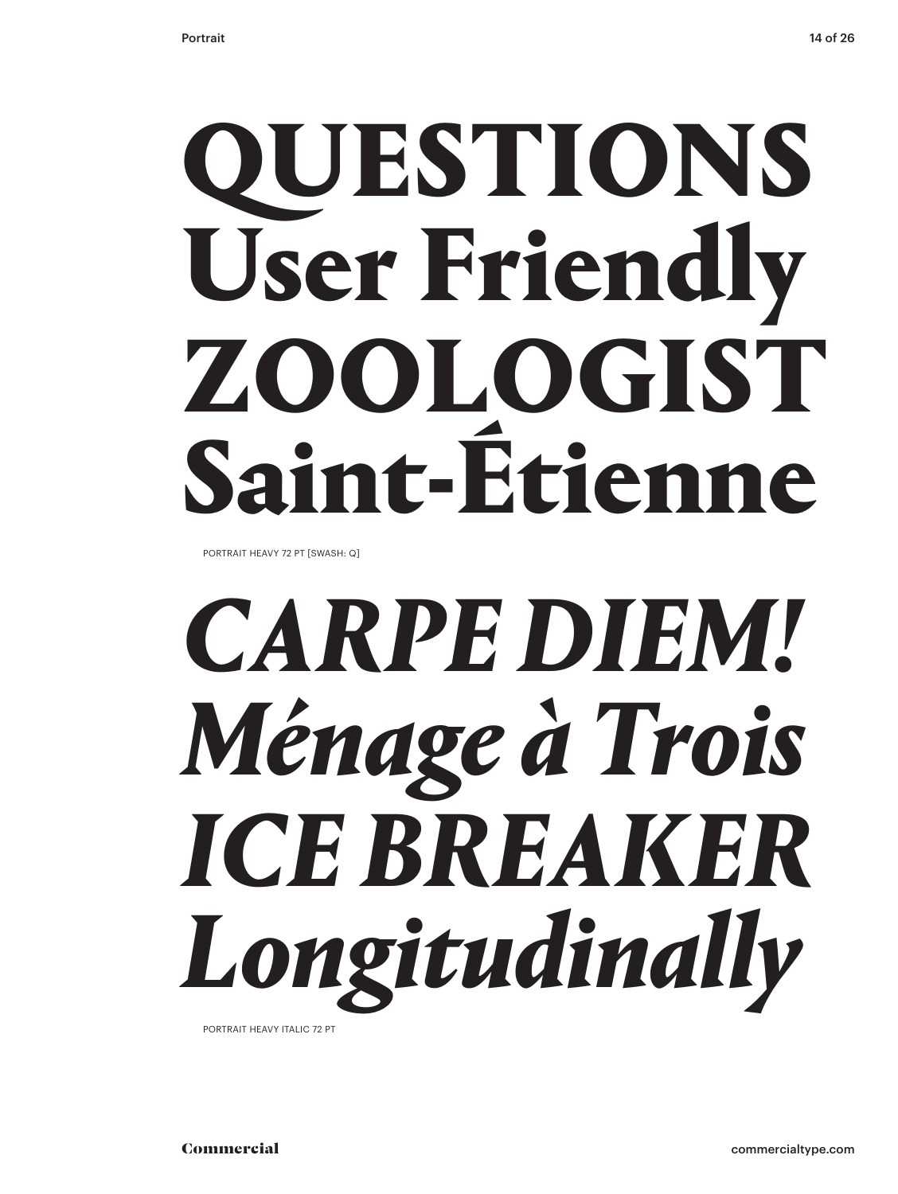**QUESTIONS**
**User Friendly**
**ZOOLOGIST**
**Saint-Étienne**

PORTRAIT HEAVY 72 PT [SWASH: Q]

***CARPE DIEM!***
***Ménage à Trois***
***ICE BREAKER***
***Longitudinally***

PORTRAIT HEAVY ITALIC 72 PT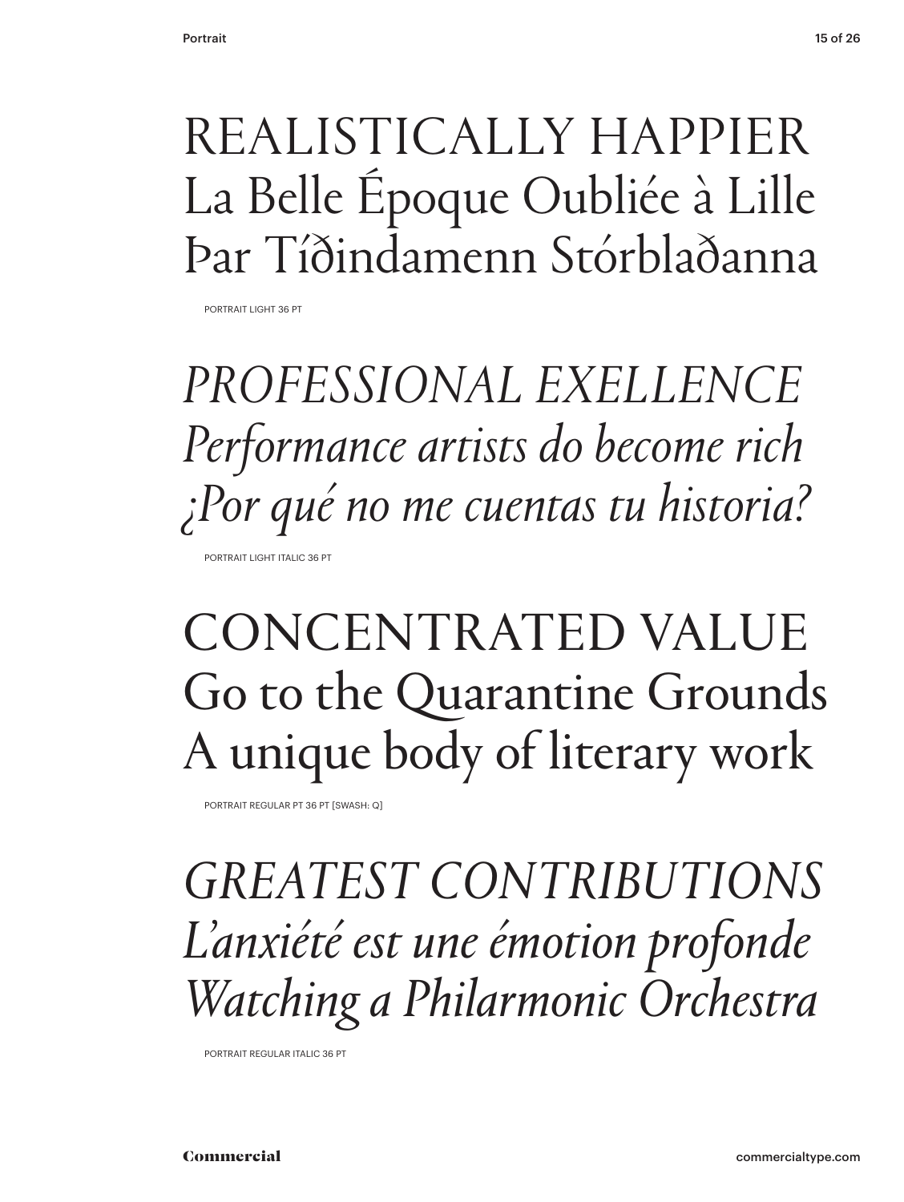REALISTICALLY HAPPIER
La Belle Époque Oubliée à Lille
Þar Tíðindamenn Stórblaðanna

PORTRAIT LIGHT 36 PT

*PROFESSIONAL EXELLENCE*
*Performance artists do become rich*
*¿Por qué no me cuentas tu historia?*

PORTRAIT LIGHT ITALIC 36 PT

CONCENTRATED VALUE
Go to the Quarantine Grounds
A unique body of literary work

PORTRAIT REGULAR PT 36 PT [SWASH: Q]

*GREATEST CONTRIBUTIONS*
*L'anxiété est une émotion profonde*
*Watching a Philarmonic Orchestra*

PORTRAIT REGULAR ITALIC 36 PT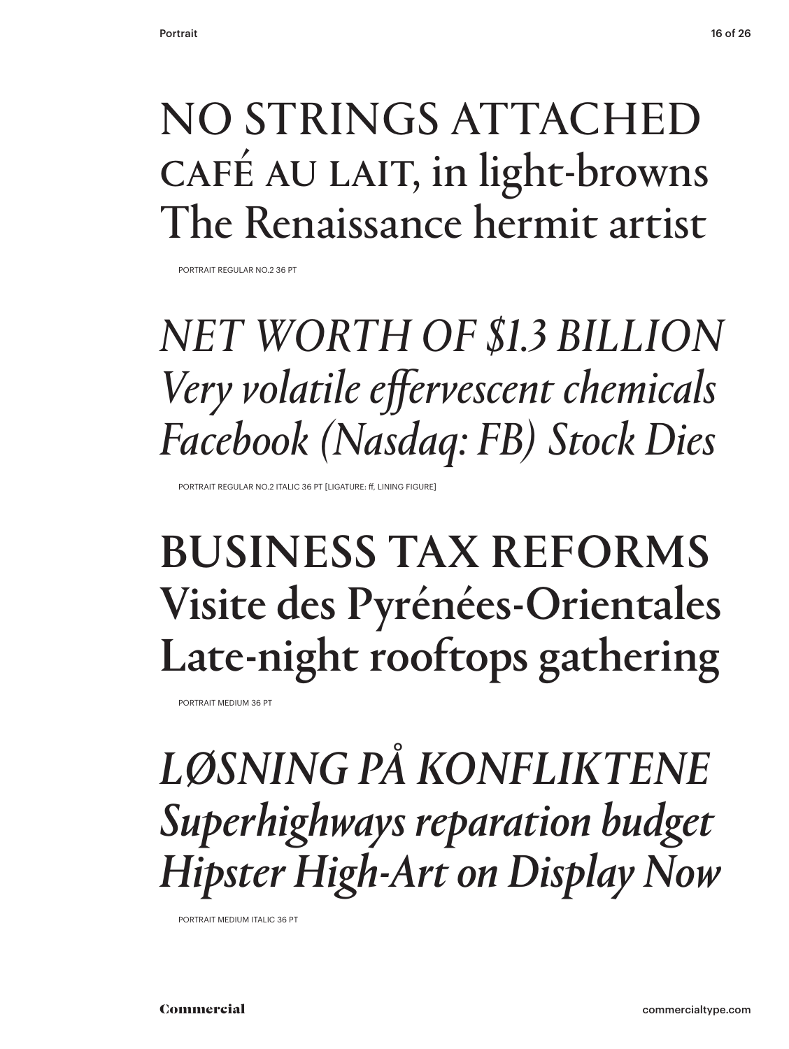NO STRINGS ATTACHED
CAFÉ AU LAIT, in light-browns
The Renaissance hermit artist

PORTRAIT REGULAR NO.2 36 PT

*NET WORTH OF $1.3 BILLION*
*Very volatile effervescent chemicals*
*Facebook (Nasdaq: FB) Stock Dies*

PORTRAIT REGULAR NO.2 ITALIC 36 PT [LIGATURE: ff, LINING FIGURE]

BUSINESS TAX REFORMS
Visite des Pyrénées-Orientales
Late-night rooftops gathering

PORTRAIT MEDIUM 36 PT

*LØSNING PÅ KONFLIKTENE*
*Superhighways reparation budget*
*Hipster High-Art on Display Now*

PORTRAIT MEDIUM ITALIC 36 PT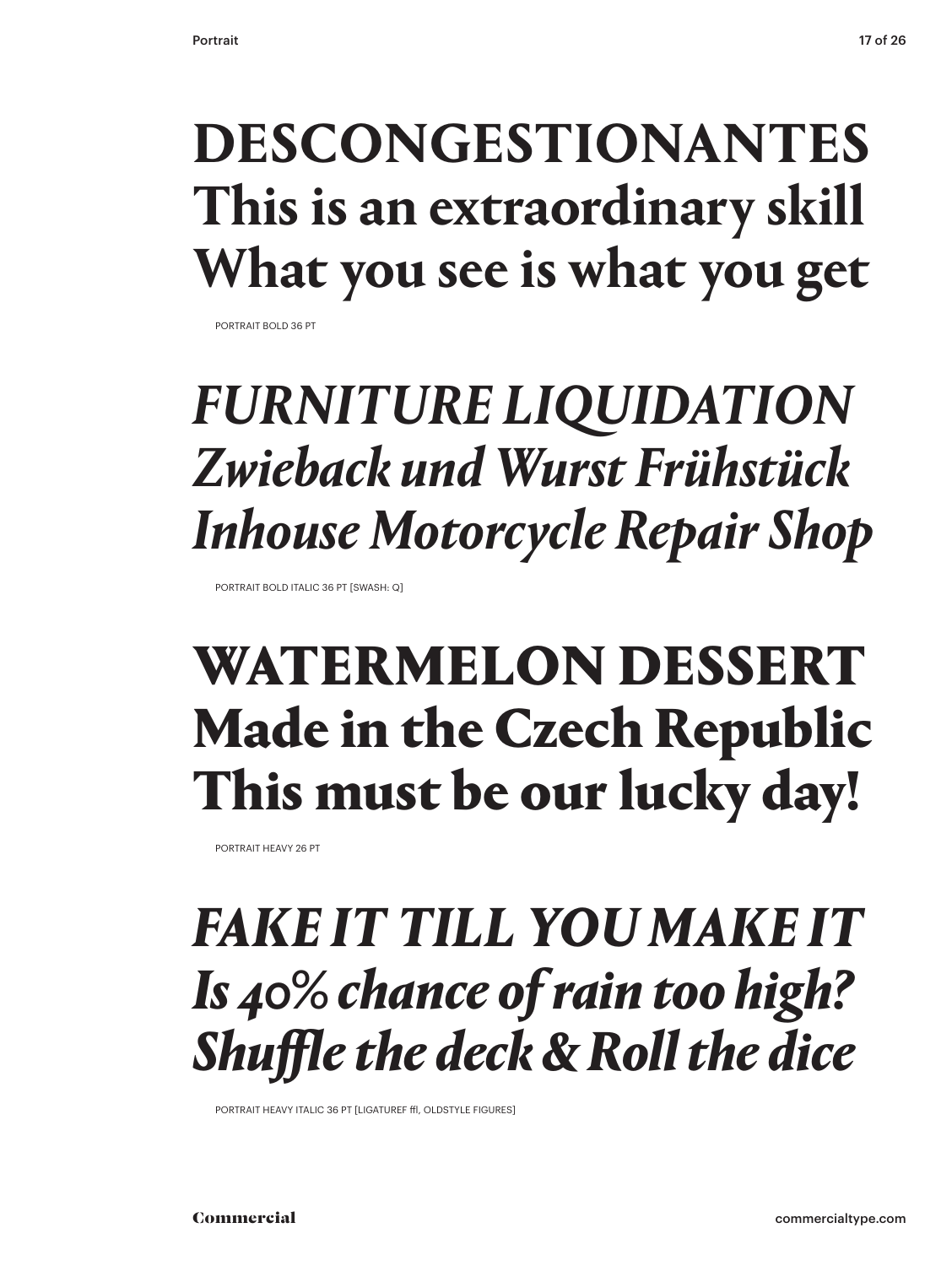**DESCONGESTIONANTES**
**This is an extraordinary skill**
**What you see is what you get**

PORTRAIT BOLD 36 PT

***FURNITURE LIQUIDATION***
***Zwieback und Wurst Frühstück***
***Inhouse Motorcycle Repair Shop***

PORTRAIT BOLD ITALIC 36 PT [SWASH: Q]

**WATERMELON DESSERT**
**Made in the Czech Republic**
**This must be our lucky day!**

PORTRAIT HEAVY 26 PT

***FAKE IT TILL YOU MAKE IT***
***Is 40% chance of rain too high?***
***Shuffle the deck & Roll the dice***

PORTRAIT HEAVY ITALIC 36 PT [LIGATUREF ffl, OLDSTYLE FIGURES]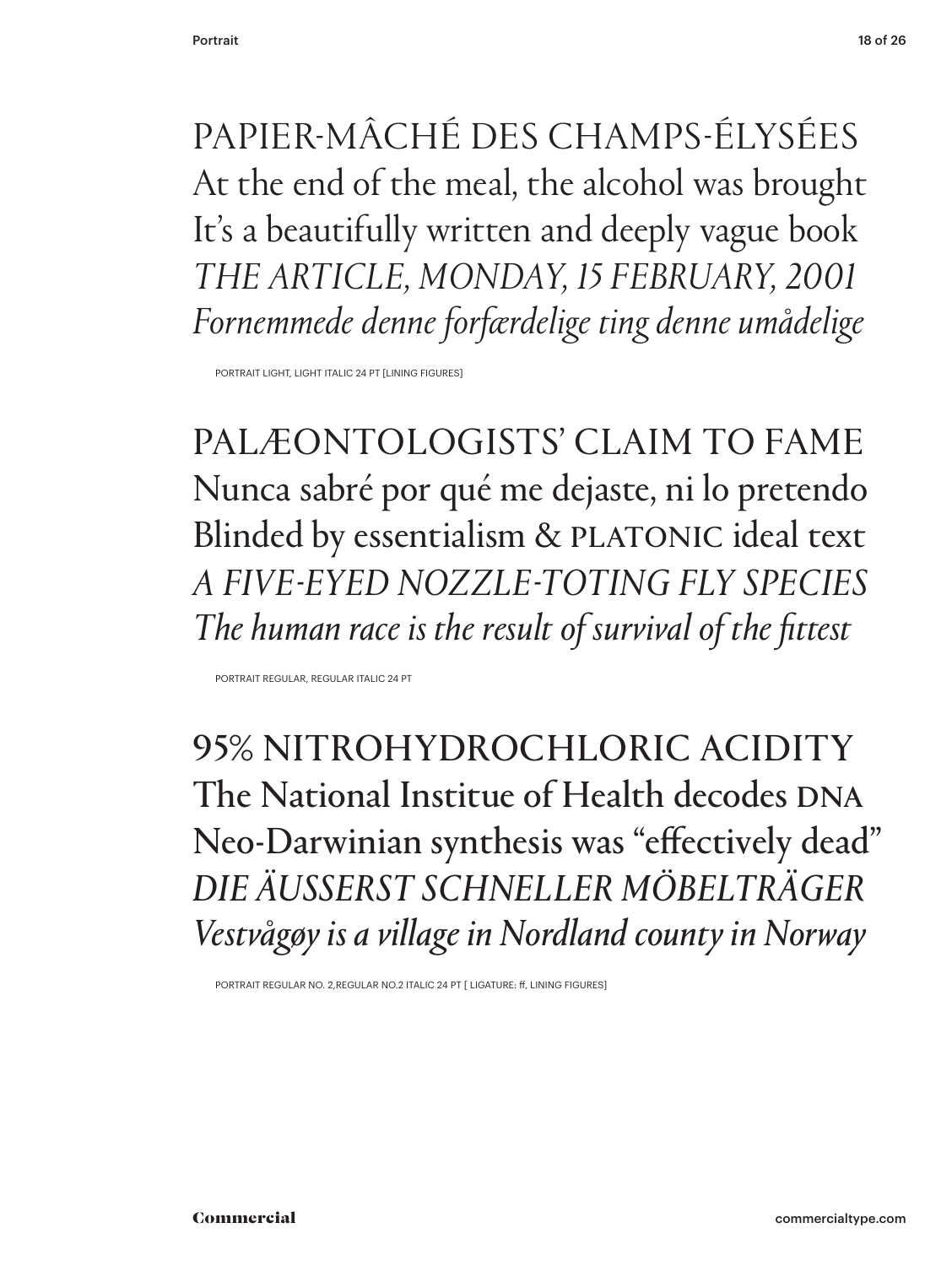PAPIER-MÂCHÉ DES CHAMPS-ÉLYSÉES
At the end of the meal, the alcohol was brought
It's a beautifully written and deeply vague book
*THE ARTICLE, MONDAY, 15 FEBRUARY, 2001*
*Fornemmede denne forfærdelige ting denne umådelige*

PORTRAIT LIGHT, LIGHT ITALIC 24 PT [LINING FIGURES]

PALÆONTOLOGISTS' CLAIM TO FAME
Nunca sabré por qué me dejaste, ni lo pretendo
Blinded by essentialism & PLATONIC ideal text
*A FIVE-EYED NOZZLE-TOTING FLY SPECIES*
*The human race is the result of survival of the fittest*

PORTRAIT REGULAR, REGULAR ITALIC 24 PT

95% NITROHYDROCHLORIC ACIDITY
The National Institue of Health decodes DNA
Neo-Darwinian synthesis was "effectively dead"
*DIE ÄUSSERST SCHNELLER MÖBELTRÄGER*
*Vestvågøy is a village in Nordland county in Norway*

PORTRAIT REGULAR NO. 2,REGULAR NO.2 ITALIC 24 PT [ LIGATURE: ff, LINING FIGURES]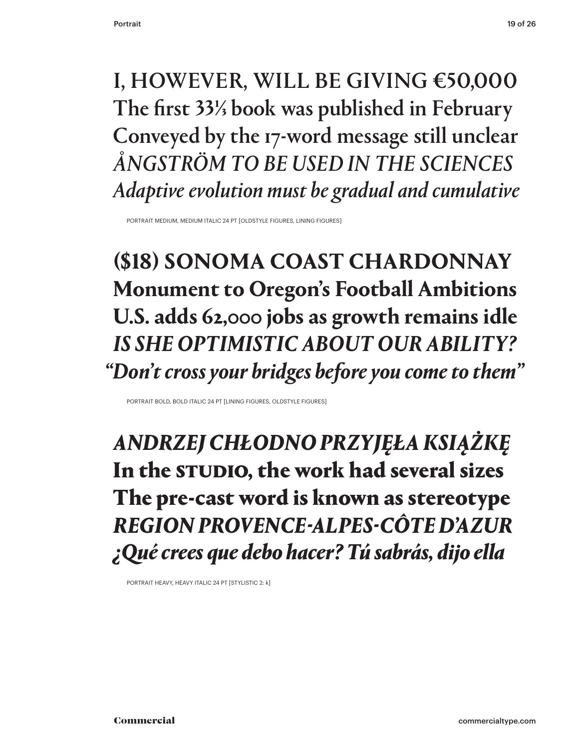I, HOWEVER, WILL BE GIVING €50,000
The first 33⅓ book was published in February
Conveyed by the 17-word message still unclear
*ÅNGSTRÖM TO BE USED IN THE SCIENCES*
*Adaptive evolution must be gradual and cumulative*

PORTRAIT MEDIUM, MEDIUM ITALIC 24 PT [OLDSTYLE FIGURES, LINING FIGURES]

**($18) SONOMA COAST CHARDONNAY**
**Monument to Oregon's Football Ambitions**
**U.S. adds 62,000 jobs as growth remains idle**
***IS SHE OPTIMISTIC ABOUT OUR ABILITY?***
***"Don't cross your bridges before you come to them"***

PORTRAIT BOLD, BOLD ITALIC 24 PT [LINING FIGURES, OLDSTYLE FIGURES]

***ANDRZEJ CHŁODNO PRZYJĘŁA KSIĄŻKĘ***
**In the STUDIO, the work had several sizes**
**The pre-cast word is known as stereotype**
***REGION PROVENCE-ALPES-CÔTE D'AZUR***
***¿Qué crees que debo hacer? Tú sabrás, dijo ella***

PORTRAIT HEAVY, HEAVY ITALIC 24 PT [STYLISTIC 2: k]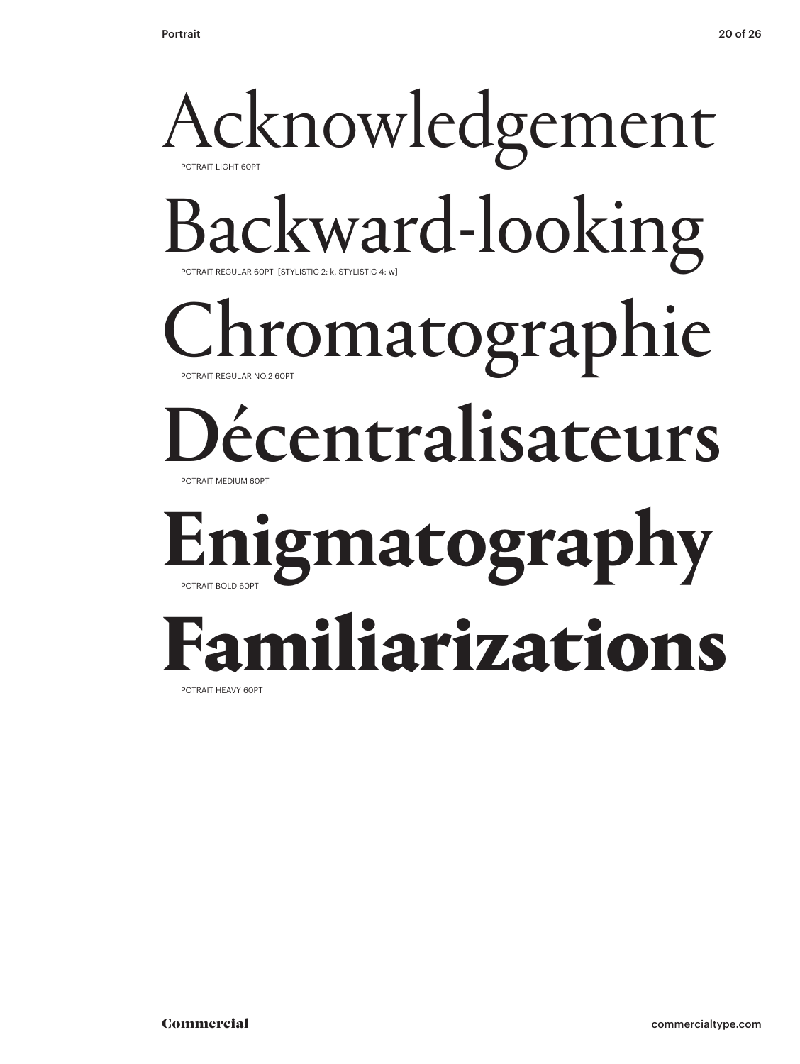Acknowledgement

POTRAIT LIGHT 60PT

Backward-looking

POTRAIT REGULAR 60PT [STYLISTIC 2: k, STYLISTIC 4: w]

Chromatographie

POTRAIT REGULAR NO.2 60PT

Décentralisateurs

POTRAIT MEDIUM 60PT

**Enigmatography**

POTRAIT BOLD 60PT

**Familiarizations**

POTRAIT HEAVY 60PT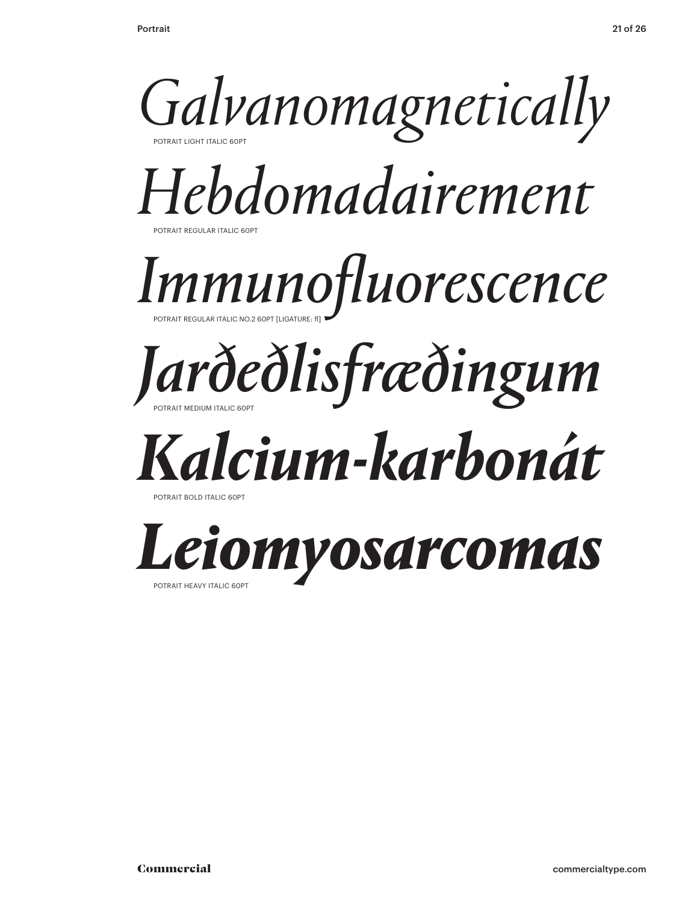*Galvanomagnetically*

POTRAIT LIGHT ITALIC 60PT

*Hebdomadairement*

POTRAIT REGULAR ITALIC 60PT

*Immunofluorescence*

POTRAIT REGULAR ITALIC NO.2 60PT [LIGATURE: fl]

*Jarðeðlisfræðingum*

POTRAIT MEDIUM ITALIC 60PT

***Kalcium-karbonát***

POTRAIT BOLD ITALIC 60PT

***Leiomyosarcomas***

POTRAIT HEAVY ITALIC 60PT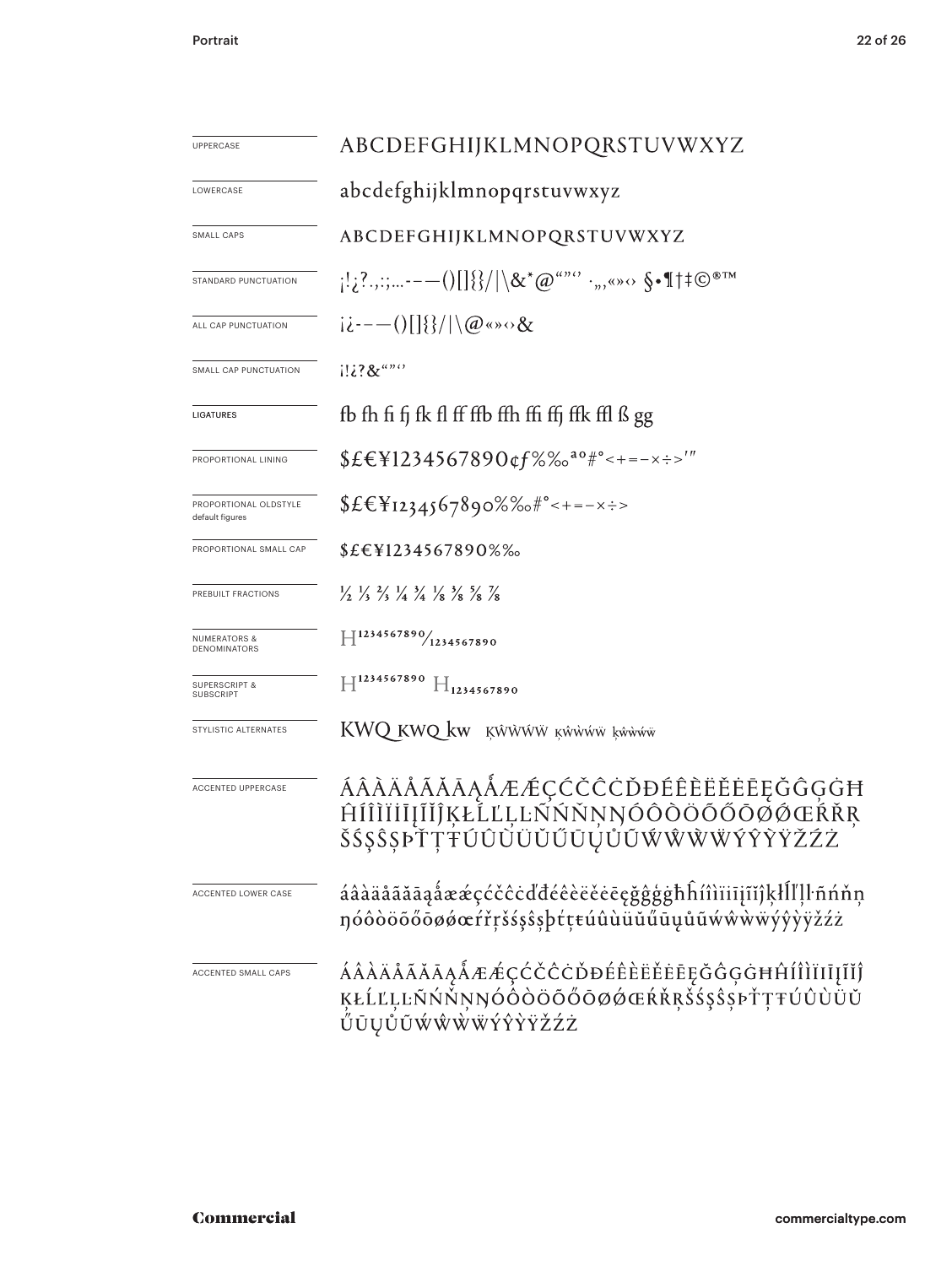| | |
|---|---|
| UPPERCASE | ABCDEFGHIJKLMNOPQRSTUVWXYZ |
| LOWERCASE | abcdefghijklmnopqrstuvwxyz |
| SMALL CAPS | ABCDEFGHIJKLMNOPQRSTUVWXYZ |
| STANDARD PUNCTUATION | ¡!¿?.,:;…-–—()[]{}/\|\&*@"”‘’ ·‚„«»‹› §•¶†‡©®™ |
| ALL CAP PUNCTUATION | ¡¿-–—()[]{}/\|\@«»‹›& |
| SMALL CAP PUNCTUATION | ¡!¿?&"”‘’ |
| LIGATURES | fb fh fi fj fk fl ff ffb ffh ffi ffj ffk ffl ß gg |
| PROPORTIONAL LINING | $£€¥1234567890¢ƒ%‰ªº#°<+=−×÷>′″ |
| PROPORTIONAL OLDSTYLE default figures | $£€¥1234567890%‰#°<+=−×÷> |
| PROPORTIONAL SMALL CAP | $£€¥1234567890%‰ |
| PREBUILT FRACTIONS | ½ ⅓ ⅔ ¼ ¾ ⅛ ⅜ ⅝ ⅞ |
| NUMERATORS & DENOMINATORS | H1234567890/1234567890 |
| SUPERSCRIPT & SUBSCRIPT | H1234567890 H1234567890 |
| STYLISTIC ALTERNATES | KWQ KWQ kw ĶŴẀẂẄ ĶŴẀẂẄ ķŵẁẃẅ |
| ACCENTED UPPERCASE | ÁÂÀÄÅÃĂĀĄǺÆǼÇĆČĈĊĎĐÉÊÈËĔĖĒĘĞĜĢĠĦĤÍÎÌÏĬİĪĮĨĴĶŁĹĽĻĿÑŃŇŅŊÓÔÒÖÕŐŌØǾŒŔŘŖŠŚŞŜȘÞŤŢŦÚÛÙÜŬŰŪŲŮŨẂŴẀẄÝŶỲŸŽŹŻ |
| ACCENTED LOWER CASE | áâàäåãăāąǻæǽçćčĉċďđéêèëĕėēęğĝģġħĥíîìïĭiīįĩĵķłĺľļŀñńňņŋóôòöõőōøǿœŕřŗšśşŝșþťţŧúûùüŭűūųůũẃŵẁẅýŷỳÿžźż |
| ACCENTED SMALL CAPS | ÁÂÀÄÅÃĂĀĄǺÆǼÇĆČĈĊĎĐÉÊÈËĔĖĒĘĞĜĢĠĦĤÍÎÌÏĬĪĮĨĴĶŁĹĽĻĿÑŃŇŅŊÓÔÒÖÕŐŌØǾŒŔŘŖŠŚŞŜȘÞŤŢŦÚÛÙÜŬŰŪŲŮŨẂŴẀẄÝŶỲŸŽŹŻ |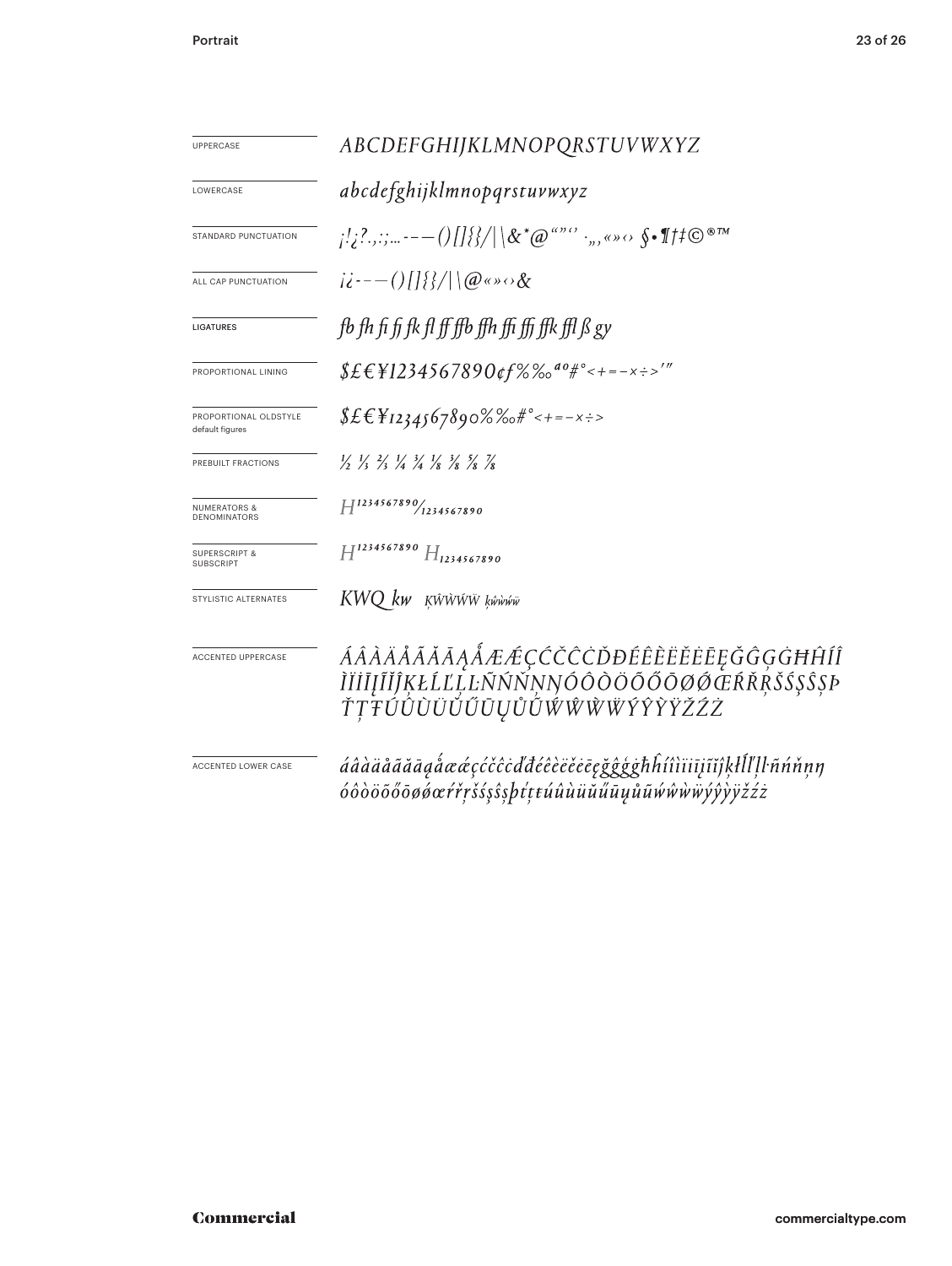| | |
|---|---|
| UPPERCASE | *ABCDEFGHIJKLMNOPQRSTUVWXYZ* |
| LOWERCASE | *abcdefghijklmnopqrstuvwxyz* |
| STANDARD PUNCTUATION | *¡!¿?.,:;…-–—()[]{}/\|\&*@“”‘’ ·‚„«»‹› §•¶†‡©®™* |
| ALL CAP PUNCTUATION | *¡¿-–—()[]{}/\|\@«»‹›&* |
| LIGATURES | *fb fh fi fj fk fl ff ffb ffh ffi ffj ffk ffl ß gy* |
| PROPORTIONAL LINING | *$£€¥1234567890¢ƒ%‰ªº#°<+=−×÷>′″* |
| PROPORTIONAL OLDSTYLE default figures | *$£€¥1234567890%‰#°<+=−×÷>* |
| PREBUILT FRACTIONS | *½ ⅓ ⅔ ¼ ¾ ⅛ ⅜ ⅝ ⅞* |
| NUMERATORS & DENOMINATORS | *H1234567890/1234567890* |
| SUPERSCRIPT & SUBSCRIPT | *H1234567890 H1234567890* |
| STYLISTIC ALTERNATES | *KWQ kw ĶŴẀẂẄ ķŵẁẃẅ* |
| ACCENTED UPPERCASE | *ÁÂÀÄÅÃĂĀĄǺÆǼÇĆČĈĊĎĐÉÊÈËĚĖĒĘĞĜĢĠĦĤÍÎÌÏİĪĮĨĬĴĶŁĹĽĻĿÑŃŇŅŊÓÔÒÖÕŐŌØǾŒŔŘŖŠŚŞŜȘÞŤŢŦÚÛÙÜŬŰŪŲŮŨẂŴẀẄÝŶỲŸŽŹŻ* |
| ACCENTED LOWER CASE | *áâàäåãăāąǻæǽçćčĉċďđéêèëěėēęğĝģġħĥíîìïiīįĩĭĵķłĺľļŀñńňņŋóôòöõőōøǿœŕřŗšśşŝșþťţŧúûùüŭűūųůũẃŵẁẅýŷỳÿžźż* |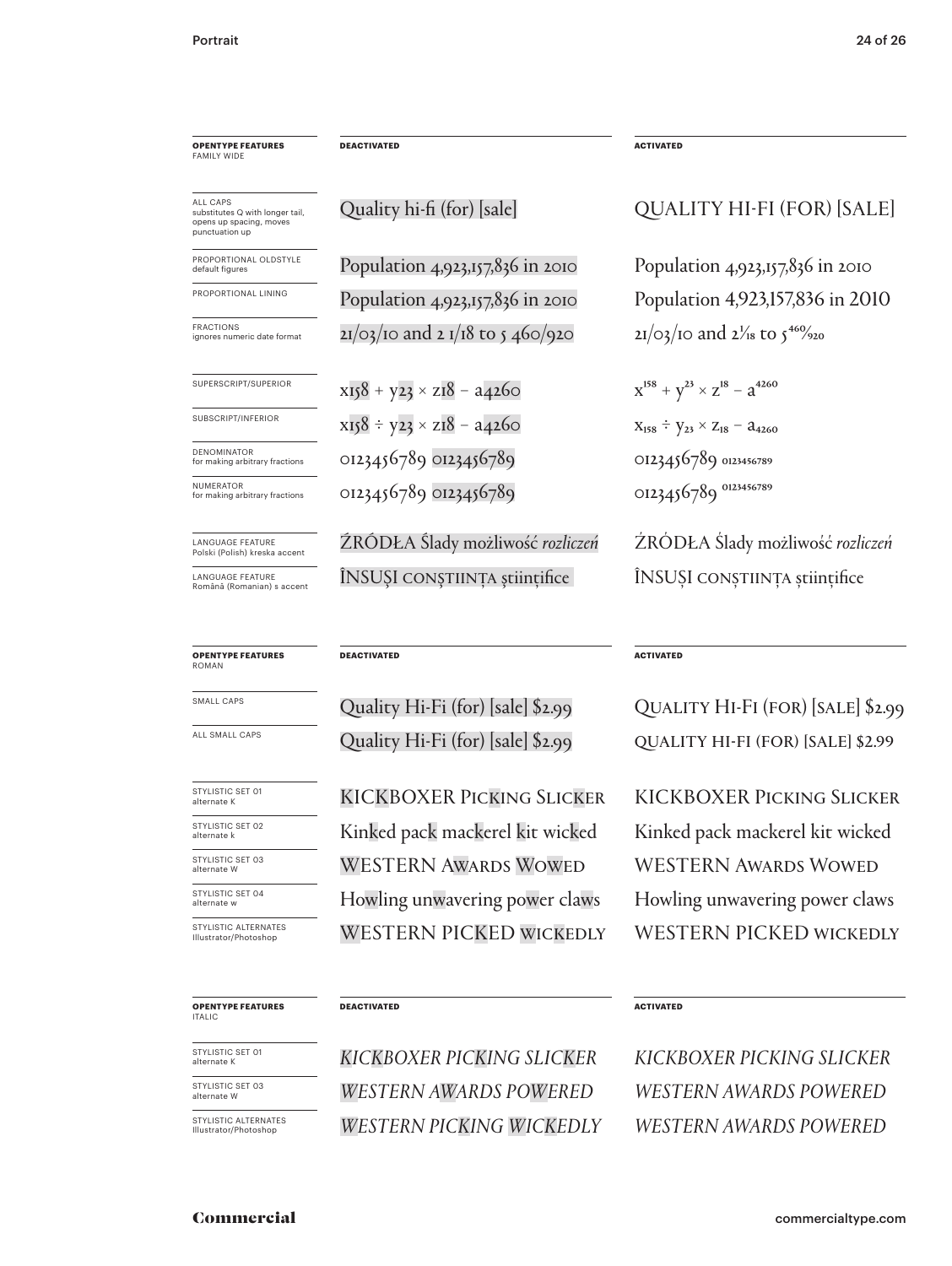| OPENTYPE FEATURES FAMILY WIDE | DEACTIVATED | ACTIVATED |
|---|---|---|
| ALL CAPS substitutes Q with longer tail, opens up spacing, moves punctuation up | Quality hi-fi (for) [sale] | QUALITY HI-FI (FOR) [SALE] |
| PROPORTIONAL OLDSTYLE default figures | Population 4,923,157,836 in 2010 | Population 4,923,157,836 in 2010 |
| PROPORTIONAL LINING | Population 4,923,157,836 in 2010 | Population 4,923,157,836 in 2010 |
| FRACTIONS ignores numeric date format | 21/03/10 and 2 1/18 to 5 460/920 | 21/03/10 and 2 1⁄18 to 5 460⁄920 |
| SUPERSCRIPT/SUPERIOR | x158 + y23 × z18 − a4260 | $x^{158} + y^{23} \times z^{18} - a^{4260}$ |
| SUBSCRIPT/INFERIOR | x158 ÷ y23 × z18 − a4260 | $x_{158} \div y_{23} \times z_{18} - a_{4260}$ |
| DENOMINATOR for making arbitrary fractions | 0123456789 0123456789 | 0123456789 $_{0123456789}$ |
| NUMERATOR for making arbitrary fractions | 0123456789 0123456789 | 0123456789 $^{0123456789}$ |
| LANGUAGE FEATURE Polski (Polish) kreska accent | ŹRÓDŁA Ślady możliwość *rozliczeń* | ŹRÓDŁA Ślady możliwość *rozliczeń* |
| LANGUAGE FEATURE Română (Romanian) s accent | ÎNSUŞI CONŞTIINŢA ştiinţifice | ÎNSUȘI CONȘTIINȚA științifice |

| OPENTYPE FEATURES ROMAN | DEACTIVATED | ACTIVATED |
|---|---|---|
| SMALL CAPS | Quality Hi-Fi (for) [sale] $2.99 | QUALITY HI-FI (FOR) [SALE] $2.99 |
| ALL SMALL CAPS | Quality Hi-Fi (for) [sale] $2.99 | QUALITY HI-FI (FOR) [SALE] $2.99 |
| STYLISTIC SET 01 alternate K | KICKBOXER PICKING SLICKER | KICKBOXER PICKING SLICKER |
| STYLISTIC SET 02 alternate k | Kinked pack mackerel kit wicked | Kinked pack mackerel kit wicked |
| STYLISTIC SET 03 alternate W | WESTERN AWARDS WOWED | WESTERN AWARDS WOWED |
| STYLISTIC SET 04 alternate w | Howling unwavering power claws | Howling unwavering power claws |
| STYLISTIC ALTERNATES Illustrator/Photoshop | WESTERN PICKED WICKEDLY | WESTERN PICKED WICKEDLY |

| OPENTYPE FEATURES ITALIC | DEACTIVATED | ACTIVATED |
|---|---|---|
| STYLISTIC SET 01 alternate K | *KICKBOXER PICKING SLICKER* | *KICKBOXER PICKING SLICKER* |
| STYLISTIC SET 03 alternate W | *WESTERN AWARDS POWERED* | *WESTERN AWARDS POWERED* |
| STYLISTIC ALTERNATES Illustrator/Photoshop | *WESTERN PICKING WICKEDLY* | *WESTERN AWARDS POWERED* |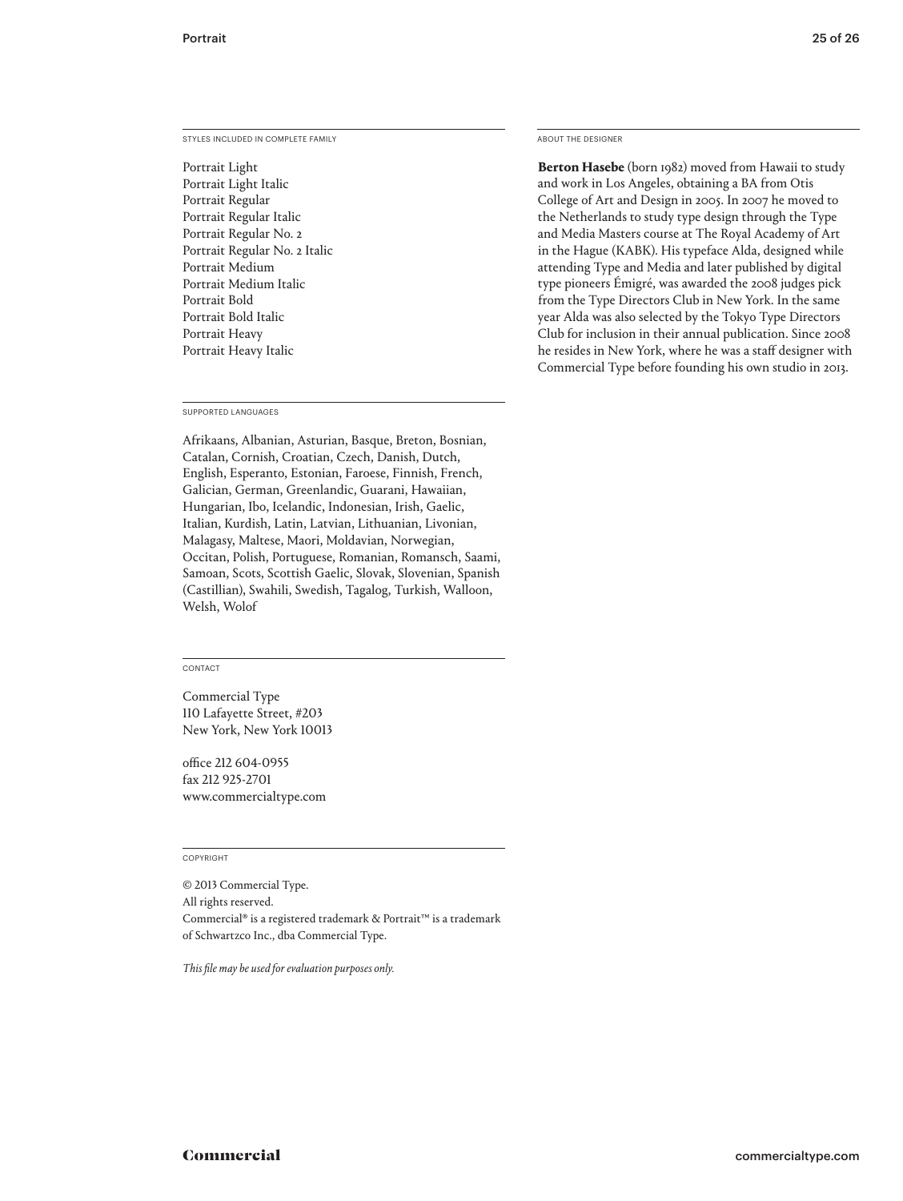## STYLES INCLUDED IN COMPLETE FAMILY

Portrait Light
Portrait Light Italic
Portrait Regular
Portrait Regular Italic
Portrait Regular No. 2
Portrait Regular No. 2 Italic
Portrait Medium
Portrait Medium Italic
Portrait Bold
Portrait Bold Italic
Portrait Heavy
Portrait Heavy Italic

## SUPPORTED LANGUAGES

Afrikaans, Albanian, Asturian, Basque, Breton, Bosnian, Catalan, Cornish, Croatian, Czech, Danish, Dutch, English, Esperanto, Estonian, Faroese, Finnish, French, Galician, German, Greenlandic, Guarani, Hawaiian, Hungarian, Ibo, Icelandic, Indonesian, Irish, Gaelic, Italian, Kurdish, Latin, Latvian, Lithuanian, Livonian, Malagasy, Maltese, Maori, Moldavian, Norwegian, Occitan, Polish, Portuguese, Romanian, Romansch, Saami, Samoan, Scots, Scottish Gaelic, Slovak, Slovenian, Spanish (Castillian), Swahili, Swedish, Tagalog, Turkish, Walloon, Welsh, Wolof

## CONTACT

Commercial Type
110 Lafayette Street, #203
New York, New York 10013

office 212 604-0955
fax 212 925-2701
www.commercialtype.com

## COPYRIGHT

© 2013 Commercial Type.
All rights reserved.
Commercial® is a registered trademark & Portrait™ is a trademark of Schwartzco Inc., dba Commercial Type.

*This file may be used for evaluation purposes only.*

## ABOUT THE DESIGNER

**Berton Hasebe** (born 1982) moved from Hawaii to study and work in Los Angeles, obtaining a BA from Otis College of Art and Design in 2005. In 2007 he moved to the Netherlands to study type design through the Type and Media Masters course at The Royal Academy of Art in the Hague (KABK). His typeface Alda, designed while attending Type and Media and later published by digital type pioneers Émigré, was awarded the 2008 judges pick from the Type Directors Club in New York. In the same year Alda was also selected by the Tokyo Type Directors Club for inclusion in their annual publication. Since 2008 he resides in New York, where he was a staff designer with Commercial Type before founding his own studio in 2013.